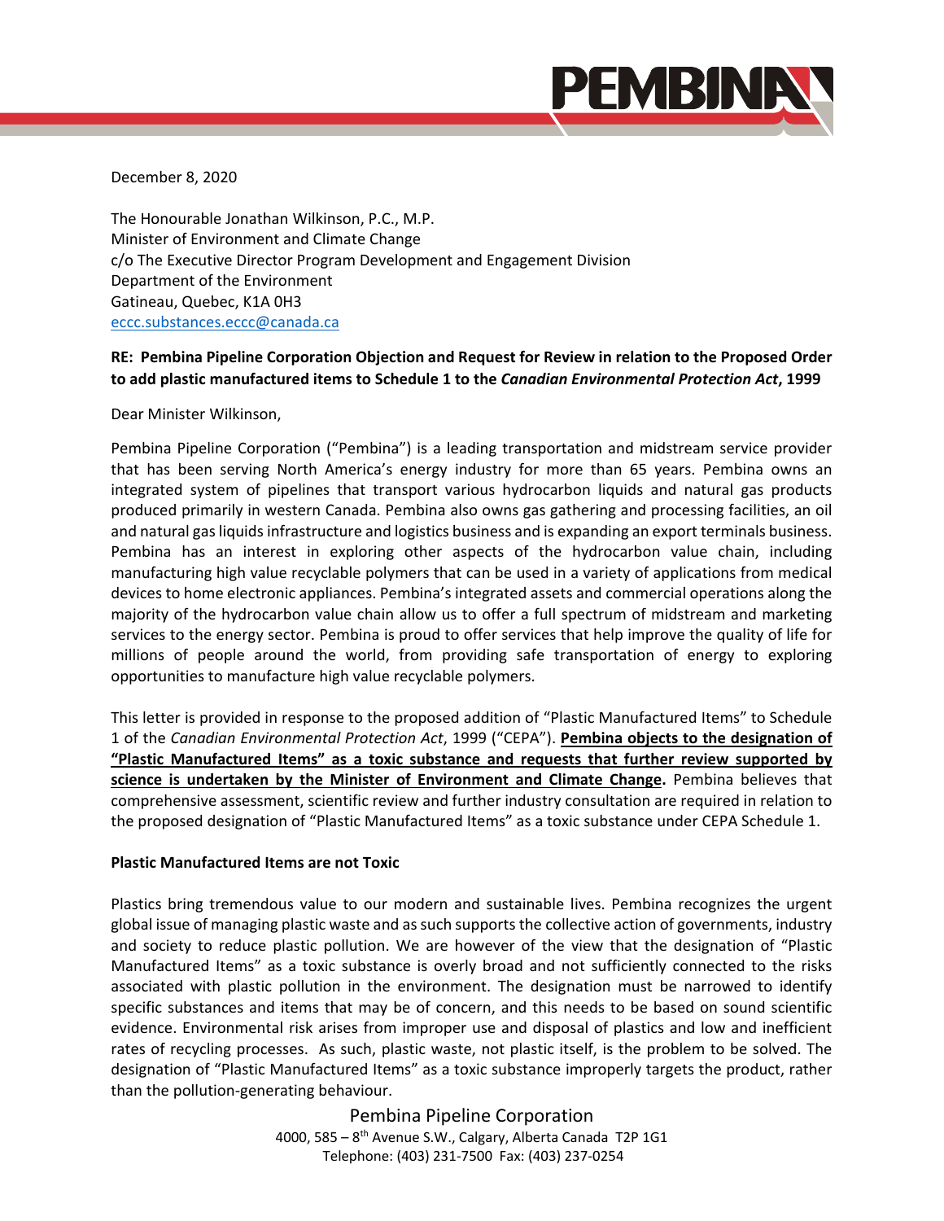December 8, 2020

The Honourable Jonathan Wilkinson, P.C., M.P.
Minister of Environment and Climate Change
c/o The Executive Director Program Development and Engagement Division
Department of the Environment
Gatineau, Quebec, K1A 0H3
eccc.substances.eccc@canada.ca

**RE: Pembina Pipeline Corporation Objection and Request for Review in relation to the Proposed Order to add plastic manufactured items to Schedule 1 to the *Canadian Environmental Protection Act*, 1999**

Dear Minister Wilkinson,

Pembina Pipeline Corporation ("Pembina") is a leading transportation and midstream service provider that has been serving North America's energy industry for more than 65 years. Pembina owns an integrated system of pipelines that transport various hydrocarbon liquids and natural gas products produced primarily in western Canada. Pembina also owns gas gathering and processing facilities, an oil and natural gas liquids infrastructure and logistics business and is expanding an export terminals business. Pembina has an interest in exploring other aspects of the hydrocarbon value chain, including manufacturing high value recyclable polymers that can be used in a variety of applications from medical devices to home electronic appliances. Pembina's integrated assets and commercial operations along the majority of the hydrocarbon value chain allow us to offer a full spectrum of midstream and marketing services to the energy sector. Pembina is proud to offer services that help improve the quality of life for millions of people around the world, from providing safe transportation of energy to exploring opportunities to manufacture high value recyclable polymers.

This letter is provided in response to the proposed addition of "Plastic Manufactured Items" to Schedule 1 of the *Canadian Environmental Protection Act*, 1999 ("CEPA"). **Pembina objects to the designation of "Plastic Manufactured Items" as a toxic substance and requests that further review supported by science is undertaken by the Minister of Environment and Climate Change.** Pembina believes that comprehensive assessment, scientific review and further industry consultation are required in relation to the proposed designation of "Plastic Manufactured Items" as a toxic substance under CEPA Schedule 1.

**Plastic Manufactured Items are not Toxic**

Plastics bring tremendous value to our modern and sustainable lives. Pembina recognizes the urgent global issue of managing plastic waste and as such supports the collective action of governments, industry and society to reduce plastic pollution. We are however of the view that the designation of "Plastic Manufactured Items" as a toxic substance is overly broad and not sufficiently connected to the risks associated with plastic pollution in the environment. The designation must be narrowed to identify specific substances and items that may be of concern, and this needs to be based on sound scientific evidence. Environmental risk arises from improper use and disposal of plastics and low and inefficient rates of recycling processes. As such, plastic waste, not plastic itself, is the problem to be solved. The designation of "Plastic Manufactured Items" as a toxic substance improperly targets the product, rather than the pollution-generating behaviour.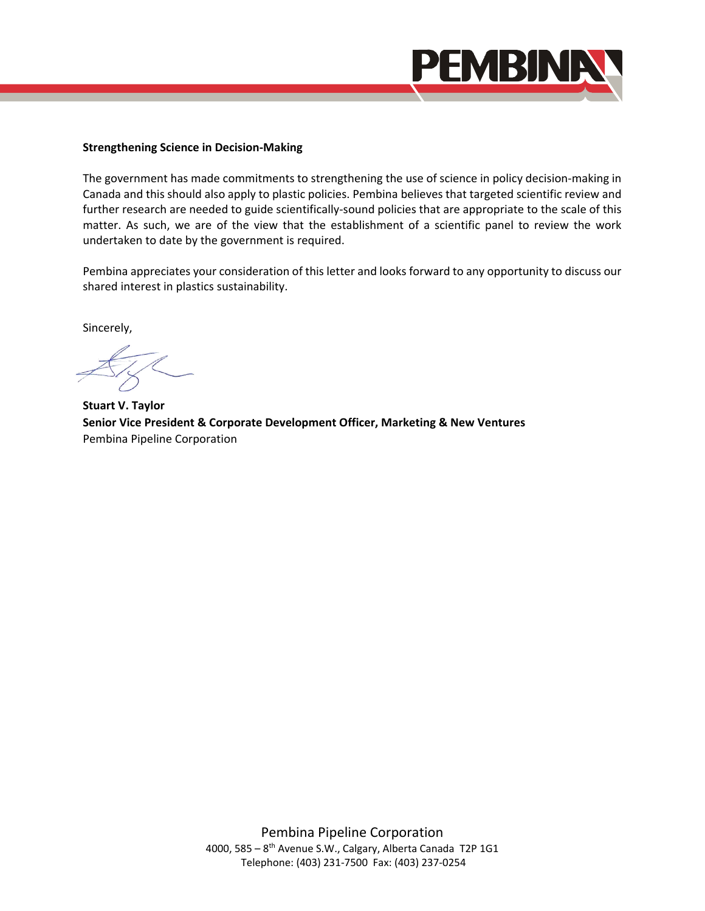**Strengthening Science in Decision-Making**

The government has made commitments to strengthening the use of science in policy decision-making in Canada and this should also apply to plastic policies. Pembina believes that targeted scientific review and further research are needed to guide scientifically-sound policies that are appropriate to the scale of this matter. As such, we are of the view that the establishment of a scientific panel to review the work undertaken to date by the government is required.

Pembina appreciates your consideration of this letter and looks forward to any opportunity to discuss our shared interest in plastics sustainability.

Sincerely,

**Stuart V. Taylor**
**Senior Vice President & Corporate Development Officer, Marketing & New Ventures**
Pembina Pipeline Corporation

Pembina Pipeline Corporation
4000, 585 – 8th Avenue S.W., Calgary, Alberta Canada T2P 1G1
Telephone: (403) 231-7500 Fax: (403) 237-0254